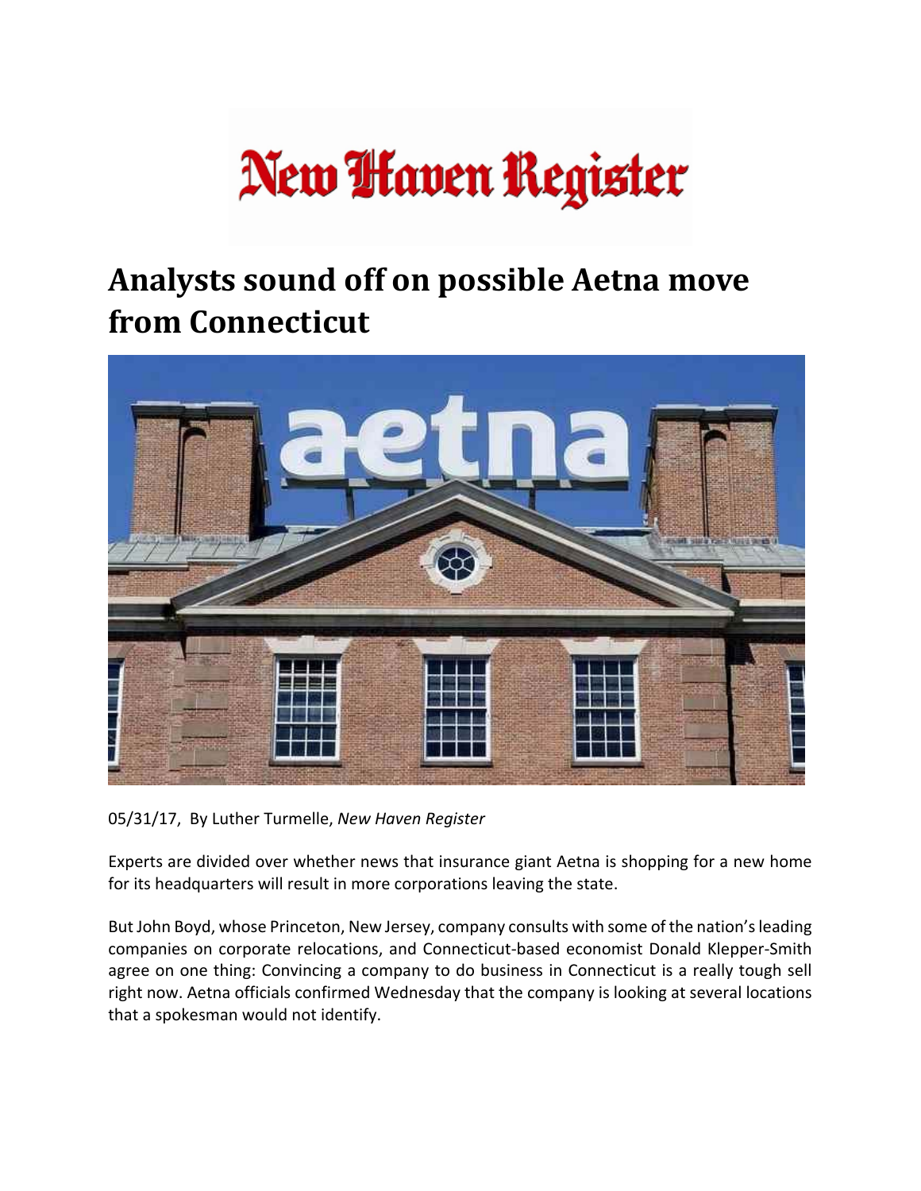# New Haven Register

## Analysts sound off on possible Aetna move from Connecticut

05/31/17, By Luther Turmelle, *New Haven Register*

Experts are divided over whether news that insurance giant Aetna is shopping for a new home for its headquarters will result in more corporations leaving the state.

But John Boyd, whose Princeton, New Jersey, company consults with some of the nation's leading companies on corporate relocations, and Connecticut-based economist Donald Klepper-Smith agree on one thing: Convincing a company to do business in Connecticut is a really tough sell right now. Aetna officials confirmed Wednesday that the company is looking at several locations that a spokesman would not identify.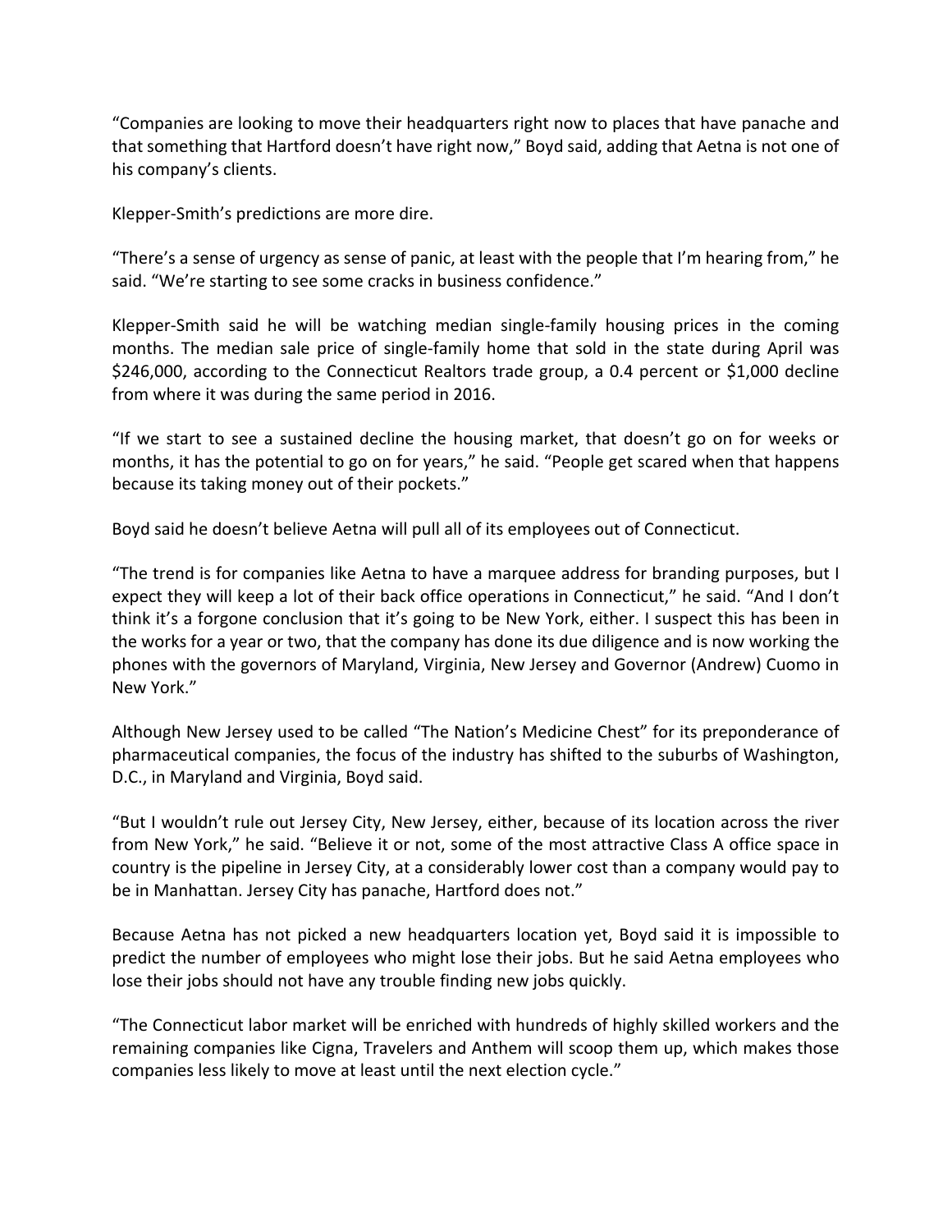"Companies are looking to move their headquarters right now to places that have panache and that something that Hartford doesn't have right now," Boyd said, adding that Aetna is not one of his company's clients.

Klepper-Smith's predictions are more dire.

"There's a sense of urgency as sense of panic, at least with the people that I'm hearing from," he said. "We're starting to see some cracks in business confidence."

Klepper-Smith said he will be watching median single-family housing prices in the coming months. The median sale price of single-family home that sold in the state during April was $246,000, according to the Connecticut Realtors trade group, a 0.4 percent or $1,000 decline from where it was during the same period in 2016.

"If we start to see a sustained decline the housing market, that doesn't go on for weeks or months, it has the potential to go on for years," he said. "People get scared when that happens because its taking money out of their pockets."

Boyd said he doesn't believe Aetna will pull all of its employees out of Connecticut.

"The trend is for companies like Aetna to have a marquee address for branding purposes, but I expect they will keep a lot of their back office operations in Connecticut," he said. "And I don't think it's a forgone conclusion that it's going to be New York, either. I suspect this has been in the works for a year or two, that the company has done its due diligence and is now working the phones with the governors of Maryland, Virginia, New Jersey and Governor (Andrew) Cuomo in New York."

Although New Jersey used to be called "The Nation's Medicine Chest" for its preponderance of pharmaceutical companies, the focus of the industry has shifted to the suburbs of Washington, D.C., in Maryland and Virginia, Boyd said.

"But I wouldn't rule out Jersey City, New Jersey, either, because of its location across the river from New York," he said. "Believe it or not, some of the most attractive Class A office space in country is the pipeline in Jersey City, at a considerably lower cost than a company would pay to be in Manhattan. Jersey City has panache, Hartford does not."

Because Aetna has not picked a new headquarters location yet, Boyd said it is impossible to predict the number of employees who might lose their jobs. But he said Aetna employees who lose their jobs should not have any trouble finding new jobs quickly.

"The Connecticut labor market will be enriched with hundreds of highly skilled workers and the remaining companies like Cigna, Travelers and Anthem will scoop them up, which makes those companies less likely to move at least until the next election cycle."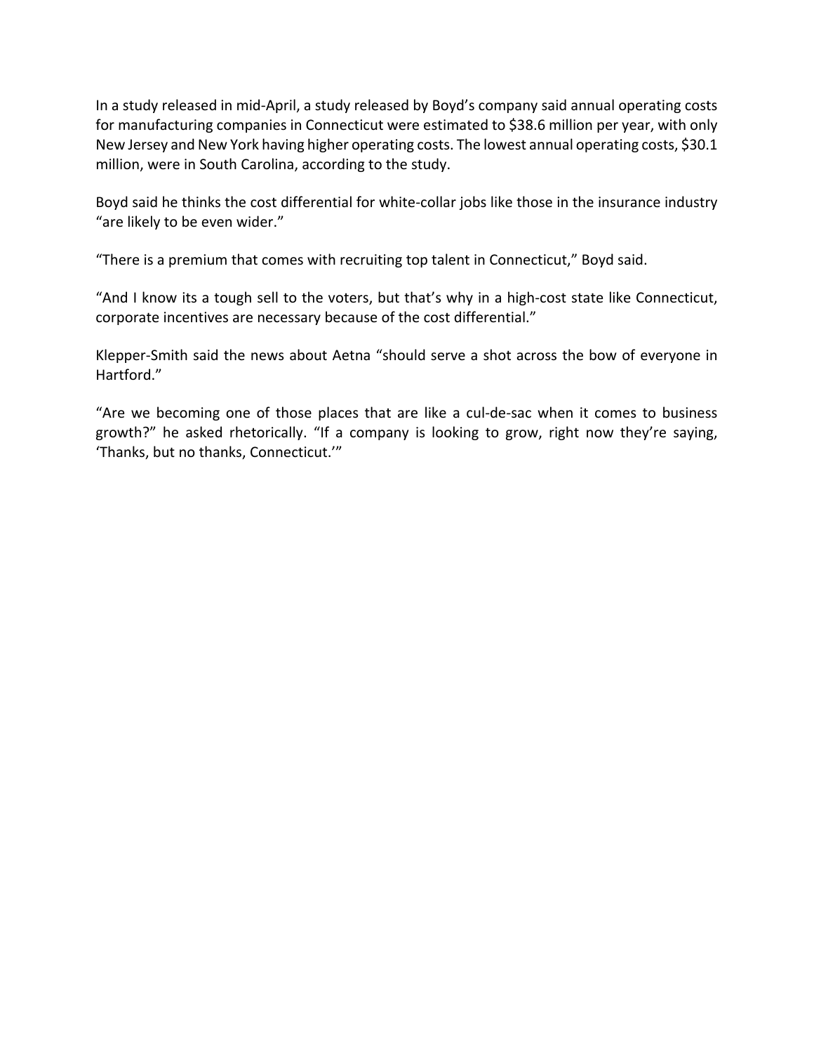In a study released in mid-April, a study released by Boyd's company said annual operating costs for manufacturing companies in Connecticut were estimated to $38.6 million per year, with only New Jersey and New York having higher operating costs. The lowest annual operating costs, $30.1 million, were in South Carolina, according to the study.

Boyd said he thinks the cost differential for white-collar jobs like those in the insurance industry "are likely to be even wider."

"There is a premium that comes with recruiting top talent in Connecticut," Boyd said.

"And I know its a tough sell to the voters, but that's why in a high-cost state like Connecticut, corporate incentives are necessary because of the cost differential."

Klepper-Smith said the news about Aetna "should serve a shot across the bow of everyone in Hartford."

"Are we becoming one of those places that are like a cul-de-sac when it comes to business growth?" he asked rhetorically. "If a company is looking to grow, right now they're saying, 'Thanks, but no thanks, Connecticut.'"